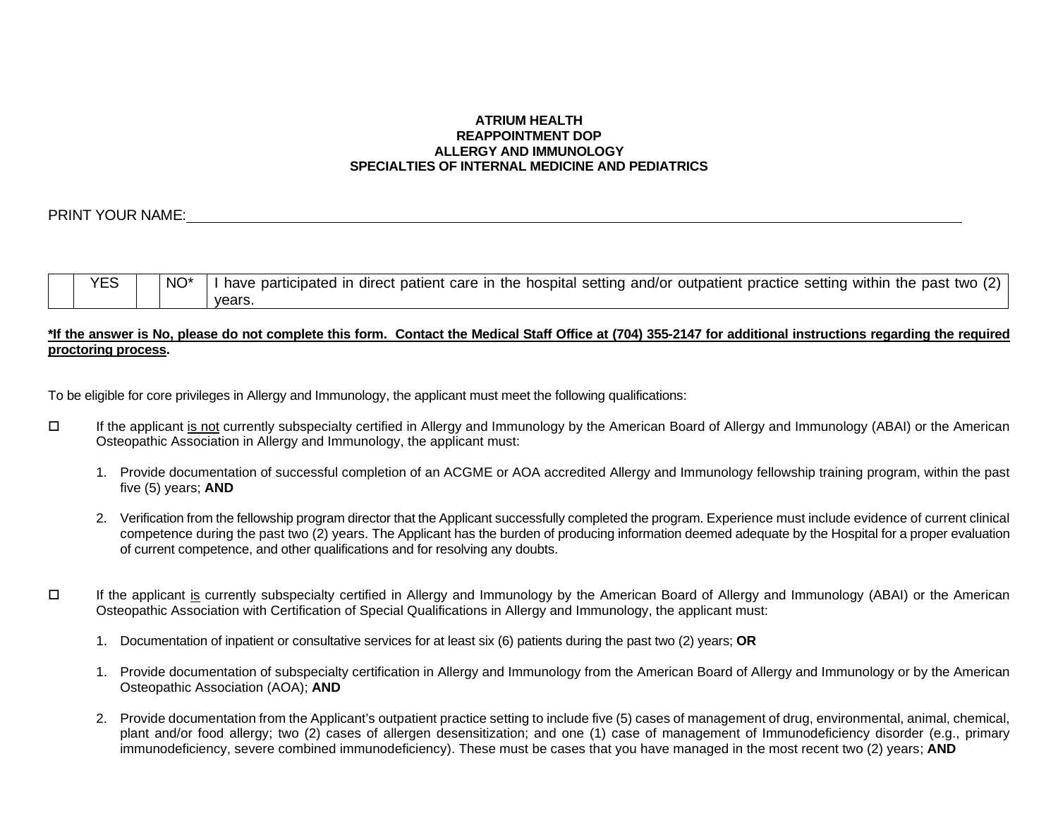**ATRIUM HEALTH**
**REAPPOINTMENT DOP**
**ALLERGY AND IMMUNOLOGY**
**SPECIALTIES OF INTERNAL MEDICINE AND PEDIATRICS**

PRINT YOUR NAME: ____________________________________________

| | YES | | NO* | I have participated in direct patient care in the hospital setting and/or outpatient practice setting within the past two (2) years. |
|---|---|---|---|---|

***If the answer is No, please do not complete this form. Contact the Medical Staff Office at (704) 355-2147 for additional instructions regarding the required proctoring process.**

To be eligible for core privileges in Allergy and Immunology, the applicant must meet the following qualifications:

☐ If the applicant is not currently subspecialty certified in Allergy and Immunology by the American Board of Allergy and Immunology (ABAI) or the American Osteopathic Association in Allergy and Immunology, the applicant must:

1. Provide documentation of successful completion of an ACGME or AOA accredited Allergy and Immunology fellowship training program, within the past five (5) years; **AND**

2. Verification from the fellowship program director that the Applicant successfully completed the program. Experience must include evidence of current clinical competence during the past two (2) years. The Applicant has the burden of producing information deemed adequate by the Hospital for a proper evaluation of current competence, and other qualifications and for resolving any doubts.

☐ If the applicant is currently subspecialty certified in Allergy and Immunology by the American Board of Allergy and Immunology (ABAI) or the American Osteopathic Association with Certification of Special Qualifications in Allergy and Immunology, the applicant must:

1. Documentation of inpatient or consultative services for at least six (6) patients during the past two (2) years; **OR**

1. Provide documentation of subspecialty certification in Allergy and Immunology from the American Board of Allergy and Immunology or by the American Osteopathic Association (AOA); **AND**

2. Provide documentation from the Applicant's outpatient practice setting to include five (5) cases of management of drug, environmental, animal, chemical, plant and/or food allergy; two (2) cases of allergen desensitization; and one (1) case of management of Immunodeficiency disorder (e.g., primary immunodeficiency, severe combined immunodeficiency). These must be cases that you have managed in the most recent two (2) years; **AND**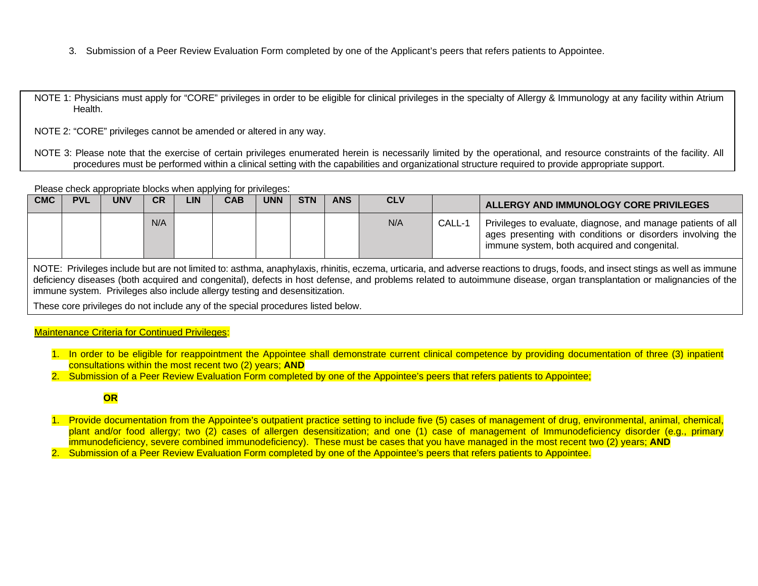3. Submission of a Peer Review Evaluation Form completed by one of the Applicant's peers that refers patients to Appointee.

NOTE 1: Physicians must apply for "CORE" privileges in order to be eligible for clinical privileges in the specialty of Allergy & Immunology at any facility within Atrium Health.

NOTE 2: "CORE" privileges cannot be amended or altered in any way.

NOTE 3: Please note that the exercise of certain privileges enumerated herein is necessarily limited by the operational, and resource constraints of the facility. All procedures must be performed within a clinical setting with the capabilities and organizational structure required to provide appropriate support.

Please check appropriate blocks when applying for privileges:

| CMC | PVL | UNV | CR | LIN | CAB | UNN | STN | ANS | CLV | | ALLERGY AND IMMUNOLOGY CORE PRIVILEGES |
|---|---|---|---|---|---|---|---|---|---|---|---|
| | | | N/A | | | | | | N/A | CALL-1 | Privileges to evaluate, diagnose, and manage patients of all ages presenting with conditions or disorders involving the immune system, both acquired and congenital. |
| NOTE: Privileges include but are not limited to: asthma, anaphylaxis, rhinitis, eczema, urticaria, and adverse reactions to drugs, foods, and insect stings as well as immune deficiency diseases (both acquired and congenital), defects in host defense, and problems related to autoimmune disease, organ transplantation or malignancies of the immune system. Privileges also include allergy testing and desensitization. These core privileges do not include any of the special procedures listed below. | | | | | | | | | | | |

Maintenance Criteria for Continued Privileges:

1. In order to be eligible for reappointment the Appointee shall demonstrate current clinical competence by providing documentation of three (3) inpatient consultations within the most recent two (2) years; **AND**
2. Submission of a Peer Review Evaluation Form completed by one of the Appointee's peers that refers patients to Appointee;

**OR**

1. Provide documentation from the Appointee's outpatient practice setting to include five (5) cases of management of drug, environmental, animal, chemical, plant and/or food allergy; two (2) cases of allergen desensitization; and one (1) case of management of Immunodeficiency disorder (e.g., primary immunodeficiency, severe combined immunodeficiency). These must be cases that you have managed in the most recent two (2) years; **AND**
2. Submission of a Peer Review Evaluation Form completed by one of the Appointee's peers that refers patients to Appointee.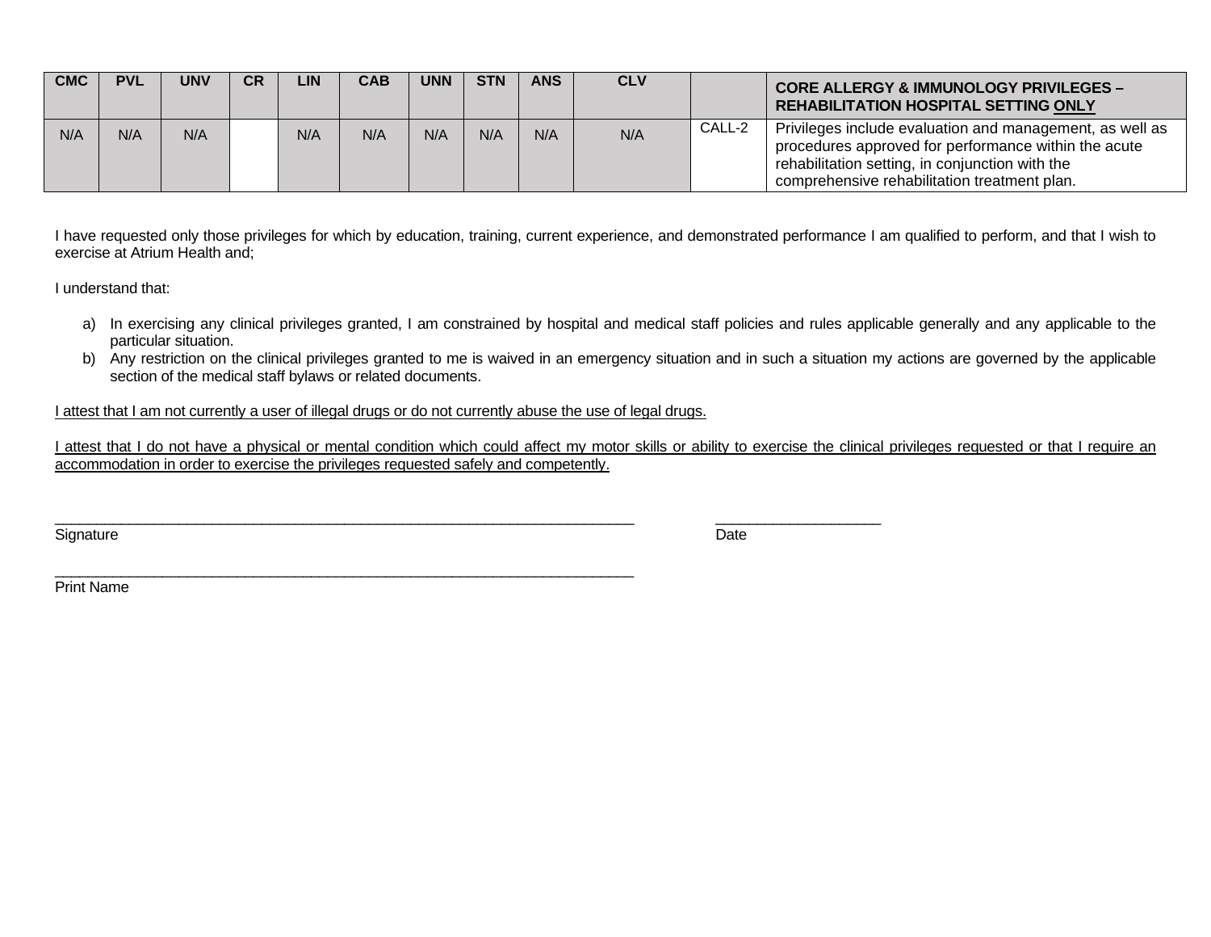| CMC | PVL | UNV | CR | LIN | CAB | UNN | STN | ANS | CLV | | **CORE ALLERGY & IMMUNOLOGY PRIVILEGES – REHABILITATION HOSPITAL SETTING ONLY** |
|---|---|---|---|---|---|---|---|---|---|---|---|
| N/A | N/A | N/A | | N/A | N/A | N/A | N/A | N/A | N/A | CALL-2 | Privileges include evaluation and management, as well as procedures approved for performance within the acute rehabilitation setting, in conjunction with the comprehensive rehabilitation treatment plan. |

I have requested only those privileges for which by education, training, current experience, and demonstrated performance I am qualified to perform, and that I wish to exercise at Atrium Health and;

I understand that:

a) In exercising any clinical privileges granted, I am constrained by hospital and medical staff policies and rules applicable generally and any applicable to the particular situation.
b) Any restriction on the clinical privileges granted to me is waived in an emergency situation and in such a situation my actions are governed by the applicable section of the medical staff bylaws or related documents.

<u>I attest that I am not currently a user of illegal drugs or do not currently abuse the use of legal drugs.</u>

<u>I attest that I do not have a physical or mental condition which could affect my motor skills or ability to exercise the clinical privileges requested or that I require an accommodation in order to exercise the privileges requested safely and competently.</u>

_______________________________________________________________________ ____________________
Signature Date

_______________________________________________________________________
Print Name